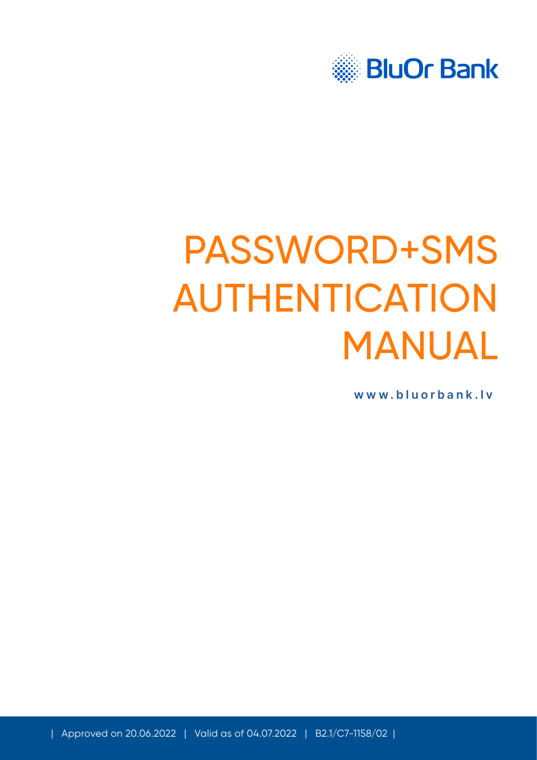BluOr Bank

# PASSWORD+SMS AUTHENTICATION MANUAL

**www.bluorbank.lv**

| Approved on 20.06.2022 | Valid as of 04.07.2022 | B2.1/C7-1158/02 |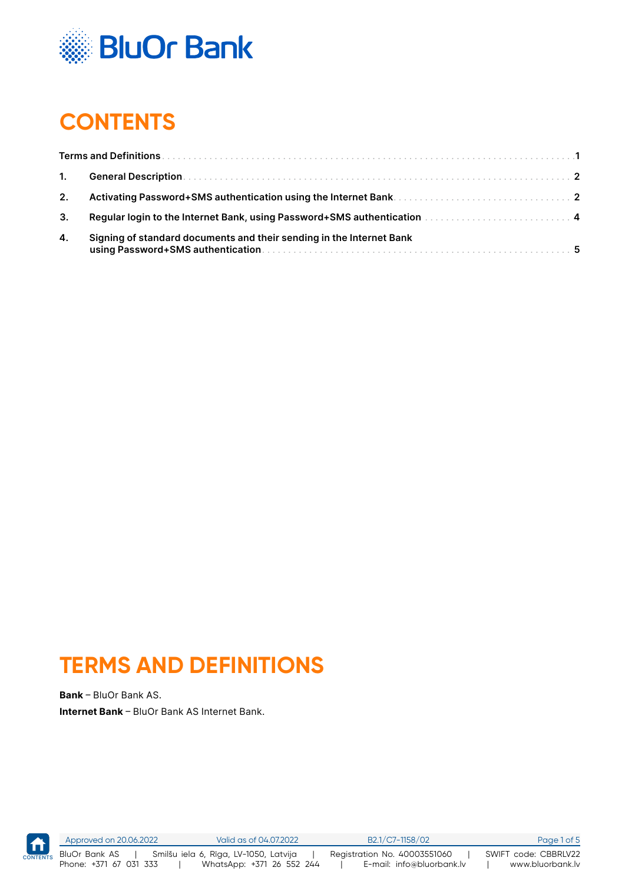# CONTENTS

| | | |
|---|---|---|
| Terms and Definitions | | 1 |
| 1. | General Description | 2 |
| 2. | Activating Password+SMS authentication using the Internet Bank | 2 |
| 3. | Regular login to the Internet Bank, using Password+SMS authentication | 4 |
| 4. | Signing of standard documents and their sending in the Internet Bank using Password+SMS authentication | 5 |

# TERMS AND DEFINITIONS

**Bank** – BluOr Bank AS.

**Internet Bank** – BluOr Bank AS Internet Bank.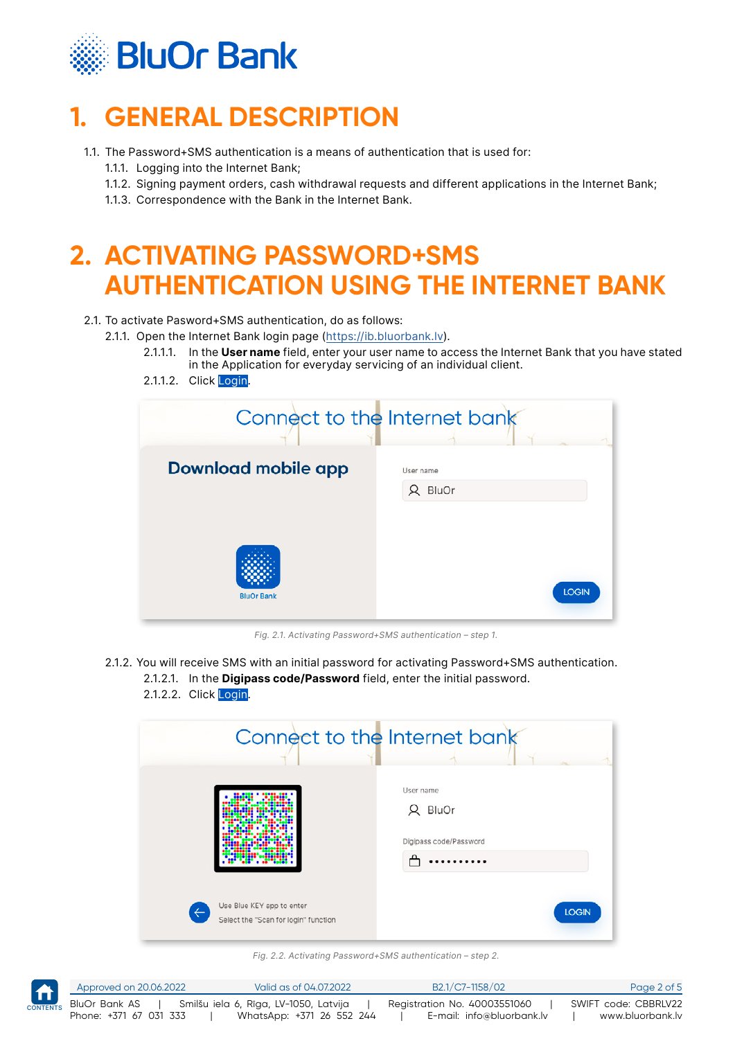# 1. GENERAL DESCRIPTION

1.1. The Password+SMS authentication is a means of authentication that is used for:

- 1.1.1. Logging into the Internet Bank;
- 1.1.2. Signing payment orders, cash withdrawal requests and different applications in the Internet Bank;
- 1.1.3. Correspondence with the Bank in the Internet Bank.

# 2. ACTIVATING PASSWORD+SMS AUTHENTICATION USING THE INTERNET BANK

2.1. To activate Pasword+SMS authentication, do as follows:

2.1.1. Open the Internet Bank login page (https://ib.bluorbank.lv).

- 2.1.1.1. In the **User name** field, enter your user name to access the Internet Bank that you have stated in the Application for everyday servicing of an individual client.
- 2.1.1.2. Click Login.

*Fig. 2.1. Activating Password+SMS authentication – step 1.*

2.1.2. You will receive SMS with an initial password for activating Password+SMS authentication.

- 2.1.2.1. In the **Digipass code/Password** field, enter the initial password.
- 2.1.2.2. Click Login.

*Fig. 2.2. Activating Password+SMS authentication – step 2.*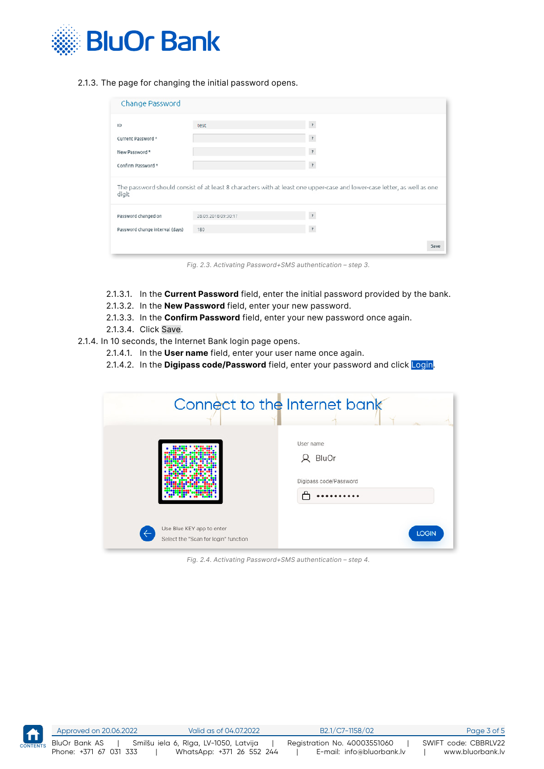2.1.3. The page for changing the initial password opens.

Fig. 2.3. Activating Password+SMS authentication – step 3.

- 2.1.3.1. In the **Current Password** field, enter the initial password provided by the bank.
- 2.1.3.2. In the **New Password** field, enter your new password.
- 2.1.3.3. In the **Confirm Password** field, enter your new password once again.
- 2.1.3.4. Click Save.

2.1.4. In 10 seconds, the Internet Bank login page opens.

- 2.1.4.1. In the **User name** field, enter your user name once again.
- 2.1.4.2. In the **Digipass code/Password** field, enter your password and click Login.

Fig. 2.4. Activating Password+SMS authentication – step 4.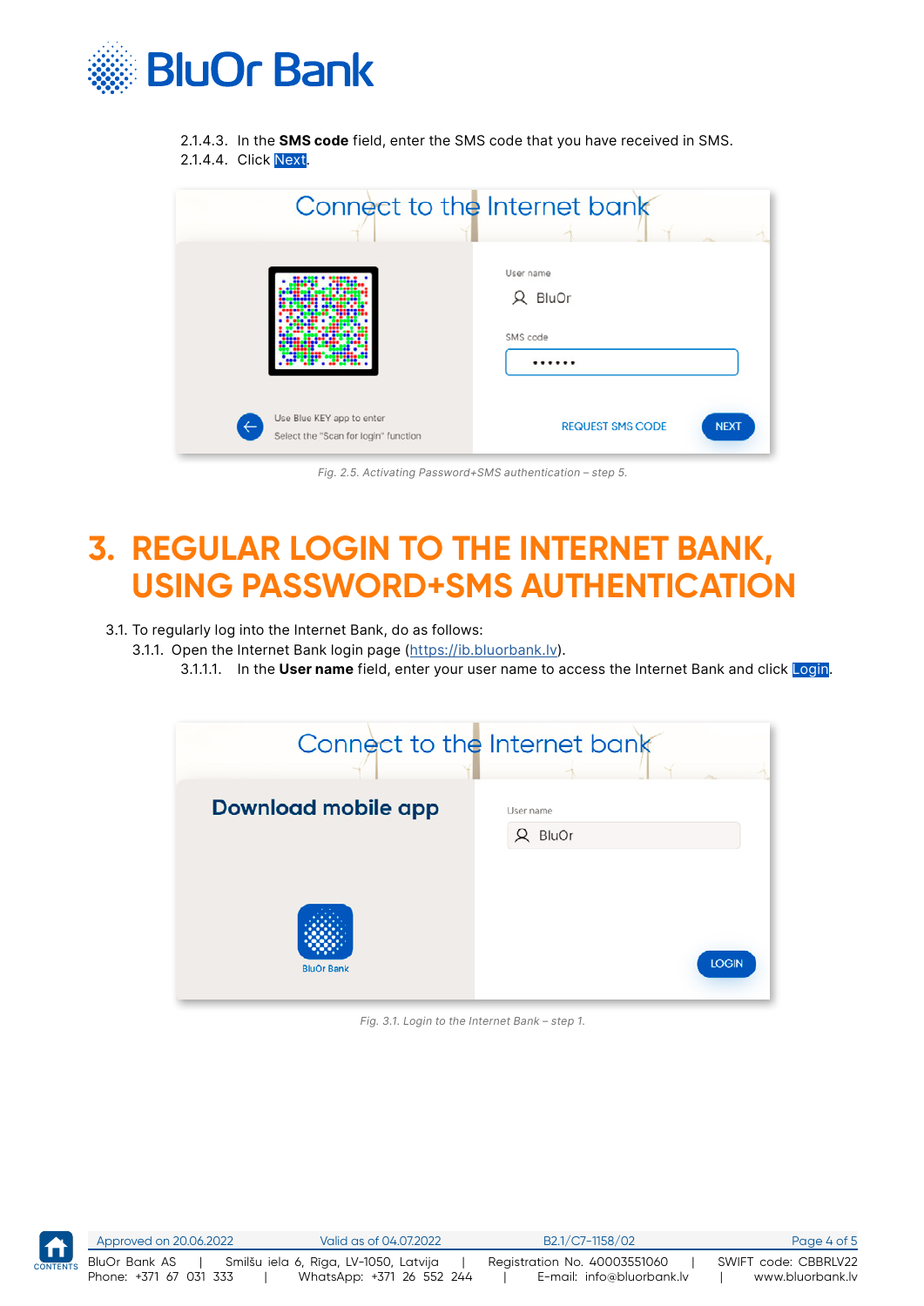2.1.4.3. In the **SMS code** field, enter the SMS code that you have received in SMS.
2.1.4.4. Click Next.

Fig. 2.5. Activating Password+SMS authentication – step 5.

# 3. REGULAR LOGIN TO THE INTERNET BANK, USING PASSWORD+SMS AUTHENTICATION

3.1. To regularly log into the Internet Bank, do as follows:

3.1.1. Open the Internet Bank login page (https://ib.bluorbank.lv).

3.1.1.1. In the **User name** field, enter your user name to access the Internet Bank and click Login.

Fig. 3.1. Login to the Internet Bank – step 1.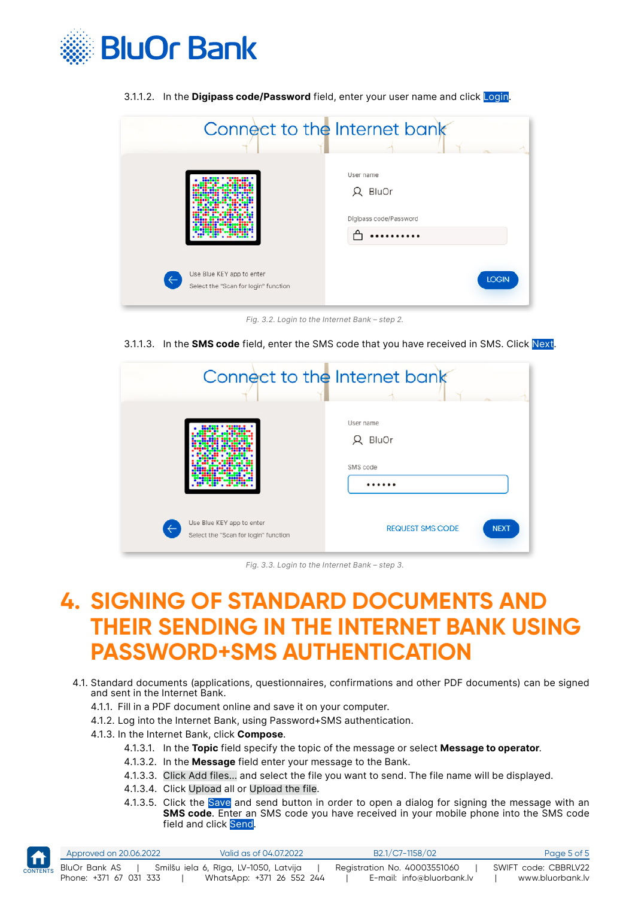3.1.1.2. In the **Digipass code/Password** field, enter your user name and click Login.

Fig. 3.2. Login to the Internet Bank – step 2.

3.1.1.3. In the **SMS code** field, enter the SMS code that you have received in SMS. Click Next.

Fig. 3.3. Login to the Internet Bank – step 3.

# 4. SIGNING OF STANDARD DOCUMENTS AND THEIR SENDING IN THE INTERNET BANK USING PASSWORD+SMS AUTHENTICATION

4.1. Standard documents (applications, questionnaires, confirmations and other PDF documents) can be signed and sent in the Internet Bank.

4.1.1. Fill in a PDF document online and save it on your computer.

4.1.2. Log into the Internet Bank, using Password+SMS authentication.

4.1.3. In the Internet Bank, click **Compose**.

4.1.3.1. In the **Topic** field specify the topic of the message or select **Message to operator**.

4.1.3.2. In the **Message** field enter your message to the Bank.

4.1.3.3. Click Add files... and select the file you want to send. The file name will be displayed.

4.1.3.4. Click Upload all or Upload the file.

4.1.3.5. Click the Save and send button in order to open a dialog for signing the message with an **SMS code**. Enter an SMS code you have received in your mobile phone into the SMS code field and click Send.